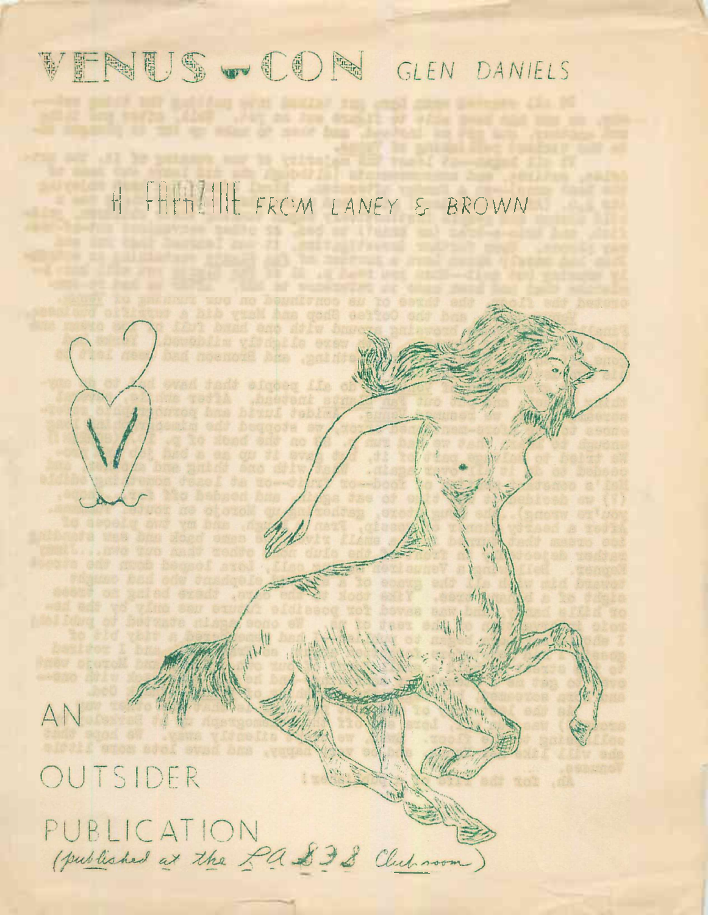# VENUS-CON

GLEN DANIELS

A FANZINE FROM LANEY & BROWN

AN OUTSIDER PUBLICATION

(published at the LASFS Clubroom)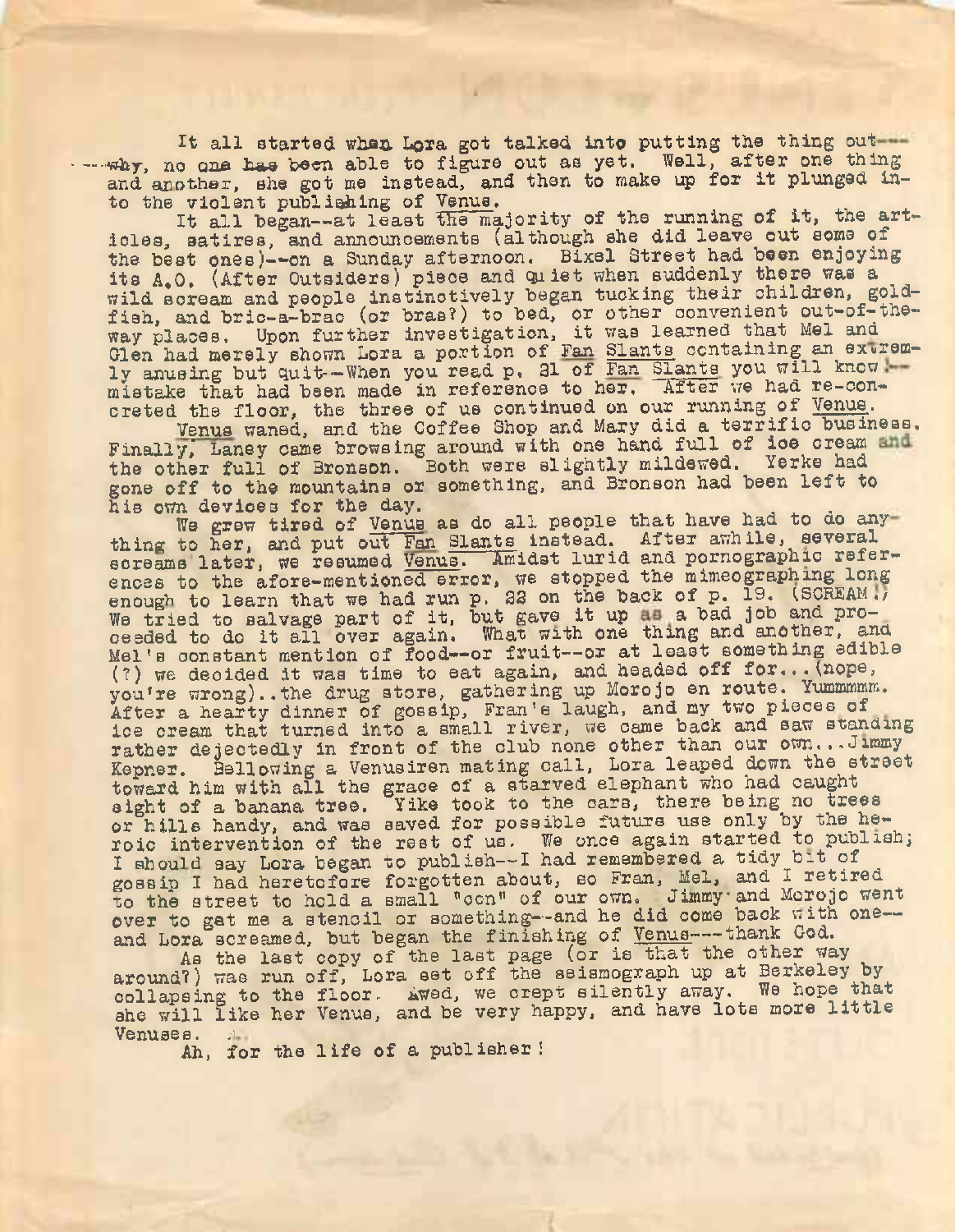It all started when Lora got talked into putting the thing out---
---why, no one has been able to figure out as yet. Well, after one thing and another, she got me instead, and then to make up for it plunged into the violent publishing of _Venus_.

It all began--at least the majority of the running of it, the articles, satires, and announcements (although she did leave out some of the best ones)--on a Sunday afternoon. Bixel Street had been enjoying its A.O. (After Outsiders) piece and quiet when suddenly there was a wild scream and people instinctively began tucking their children, goldfish, and bric-a-brac (or bras?) to bed, or other convenient out-of-the-way places. Upon further investigation, it was learned that Mel and Glen had merely shown Lora a portion of _Fan Slants_ containing an extremely amusing but quit--When you read p. 31 of _Fan Slants_ you will know--mistake that had been made in reference to her. After we had re-concreted the floor, the three of us continued on our running of _Venus_.

_Venus_ waned, and the Coffee Shop and Mary did a terrific business. Finally, Laney came browsing around with one hand full of ice cream and the other full of Bronson. Both were slightly mildewed. Yerke had gone off to the mountains or something, and Bronson had been left to his own devices for the day.

We grew tired of _Venus_ as do all people that have had to do anything to her, and put out _Fan Slants_ instead. After awhile, several screams later, we resumed _Venus_. Amidst lurid and pornographic references to the afore-mentioned error, we stopped the mimeographing long enough to learn that we had run p. 22 on the back of p. 19. (SCREAM!) We tried to salvage part of it, but gave it up as a bad job and proceeded to do it all over again. What with one thing and another, and Mel's constant mention of food--or fruit--or at least something edible (?) we decided it was time to eat again, and headed off for...(nope, you're wrong)..the drug store, gathering up Morojo en route. Yummmmm. After a hearty dinner of gossip, Fran's laugh, and my two pieces of ice cream that turned into a small river, we came back and saw standing rather dejectedly in front of the club none other than our own...Jimmy Kepner. Bellowing a Venusiren mating call, Lora leaped down the street toward him with all the grace of a starved elephant who had caught sight of a banana tree. Yike took to the cars, there being no trees or hills handy, and was saved for possible future use only by the heroic intervention of the rest of us. We once again started to publish; I should say Lora began to publish--I had remembered a tidy bit of gossip I had heretofore forgotten about, so Fran, Mel, and I retired to the street to hold a small "ocn" of our own. Jimmy and Morojo went over to get me a stencil or something--and he did come back with one--and Lora screamed, but began the finishing of _Venus_---thank God.

As the last copy of the last page (or is that the other way around?) was run off, Lora set off the seismograph up at Berkeley by collapsing to the floor. Awed, we crept silently away. We hope that she will like her Venus, and be very happy, and have lots more little Venuses.

Ah, for the life of a publisher!